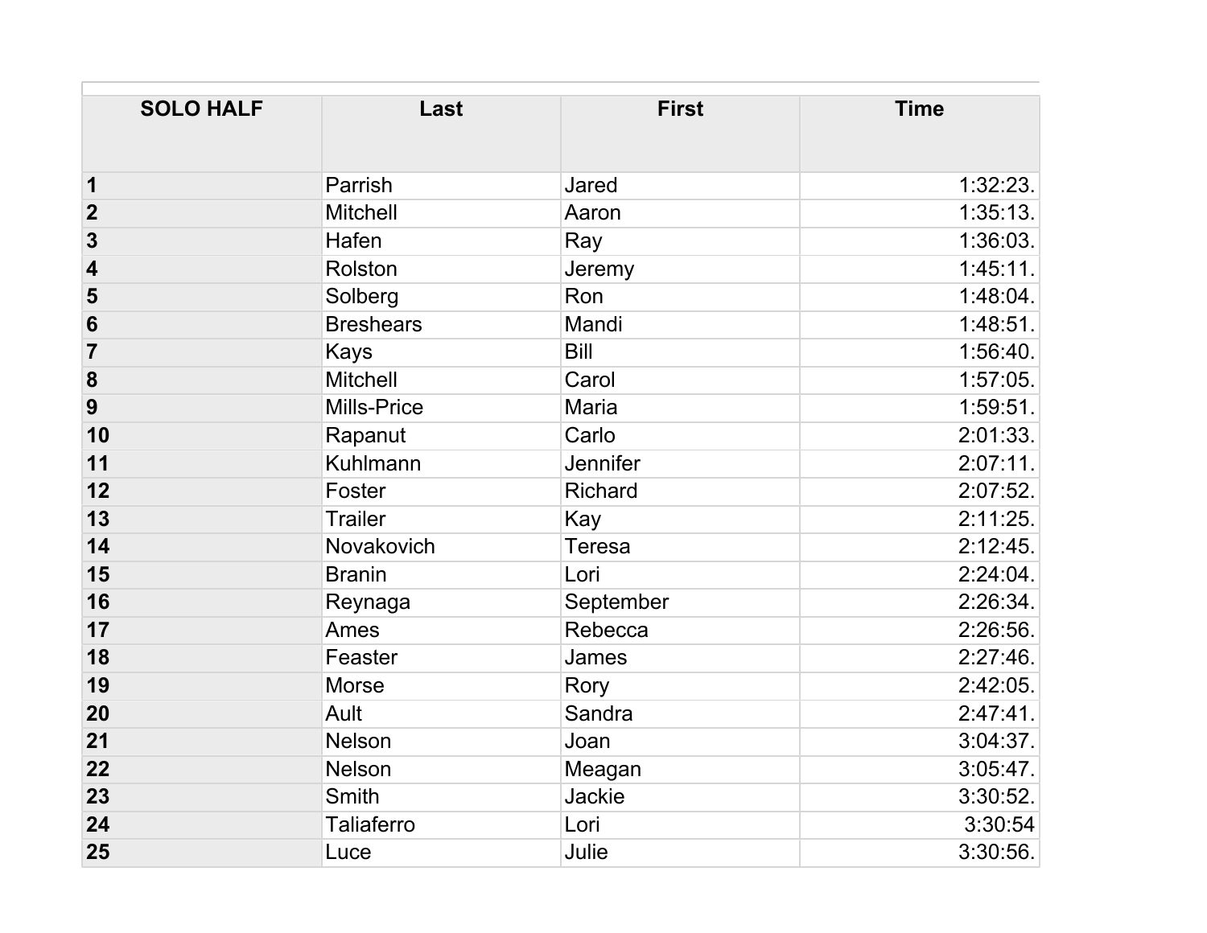| SOLO HALF | Last | First | Time |
|---|---|---|---|
| 1 | Parrish | Jared | 1:32:23. |
| 2 | Mitchell | Aaron | 1:35:13. |
| 3 | Hafen | Ray | 1:36:03. |
| 4 | Rolston | Jeremy | 1:45:11. |
| 5 | Solberg | Ron | 1:48:04. |
| 6 | Breshears | Mandi | 1:48:51. |
| 7 | Kays | Bill | 1:56:40. |
| 8 | Mitchell | Carol | 1:57:05. |
| 9 | Mills-Price | Maria | 1:59:51. |
| 10 | Rapanut | Carlo | 2:01:33. |
| 11 | Kuhlmann | Jennifer | 2:07:11. |
| 12 | Foster | Richard | 2:07:52. |
| 13 | Trailer | Kay | 2:11:25. |
| 14 | Novakovich | Teresa | 2:12:45. |
| 15 | Branin | Lori | 2:24:04. |
| 16 | Reynaga | September | 2:26:34. |
| 17 | Ames | Rebecca | 2:26:56. |
| 18 | Feaster | James | 2:27:46. |
| 19 | Morse | Rory | 2:42:05. |
| 20 | Ault | Sandra | 2:47:41. |
| 21 | Nelson | Joan | 3:04:37. |
| 22 | Nelson | Meagan | 3:05:47. |
| 23 | Smith | Jackie | 3:30:52. |
| 24 | Taliaferro | Lori | 3:30:54 |
| 25 | Luce | Julie | 3:30:56. |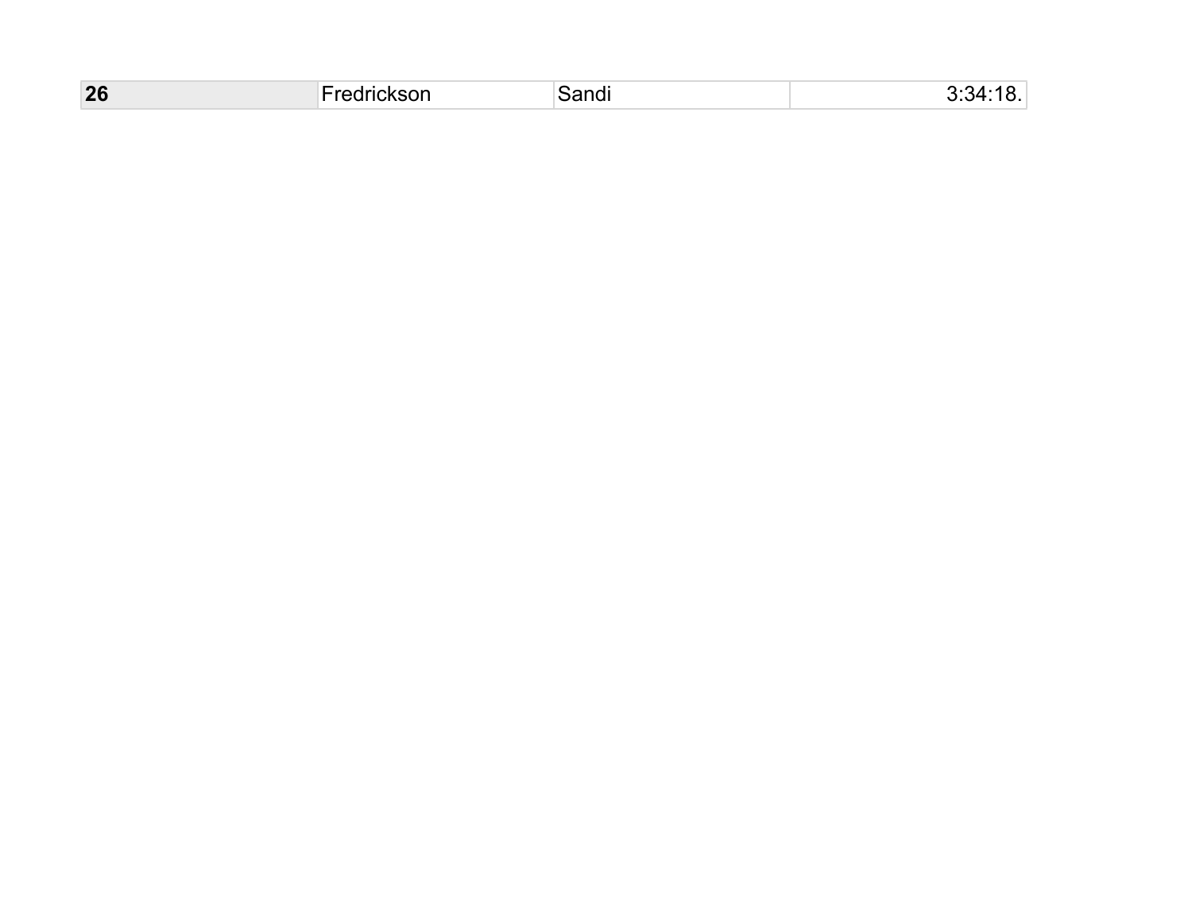| **26** | Fredrickson | Sandi | 3:34:18. |
|---|---|---|---|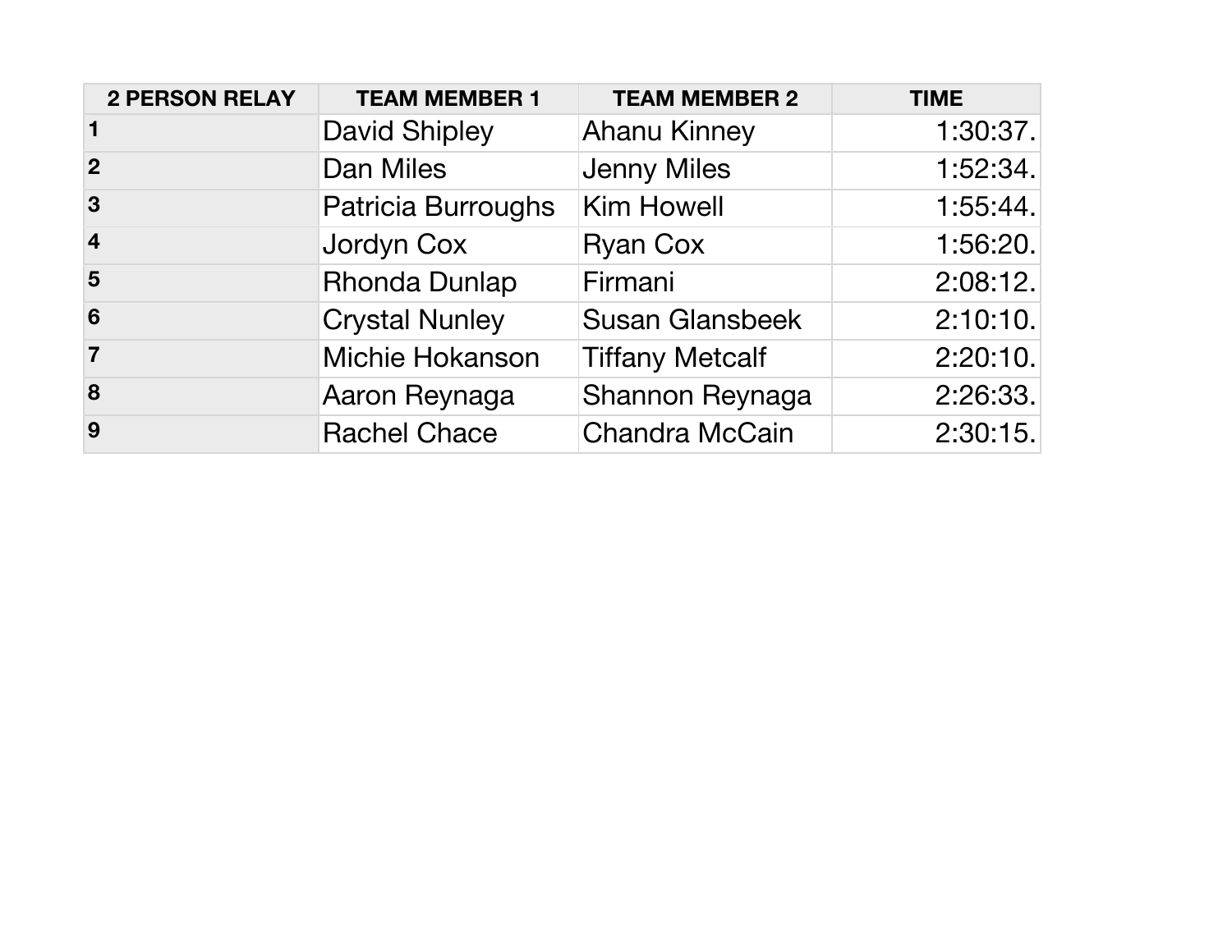| 2 PERSON RELAY | TEAM MEMBER 1 | TEAM MEMBER 2 | TIME |
| --- | --- | --- | --- |
| 1 | David Shipley | Ahanu Kinney | 1:30:37. |
| 2 | Dan Miles | Jenny Miles | 1:52:34. |
| 3 | Patricia Burroughs | Kim Howell | 1:55:44. |
| 4 | Jordyn Cox | Ryan Cox | 1:56:20. |
| 5 | Rhonda Dunlap | Firmani | 2:08:12. |
| 6 | Crystal Nunley | Susan Glansbeek | 2:10:10. |
| 7 | Michie Hokanson | Tiffany Metcalf | 2:20:10. |
| 8 | Aaron Reynaga | Shannon Reynaga | 2:26:33. |
| 9 | Rachel Chace | Chandra McCain | 2:30:15. |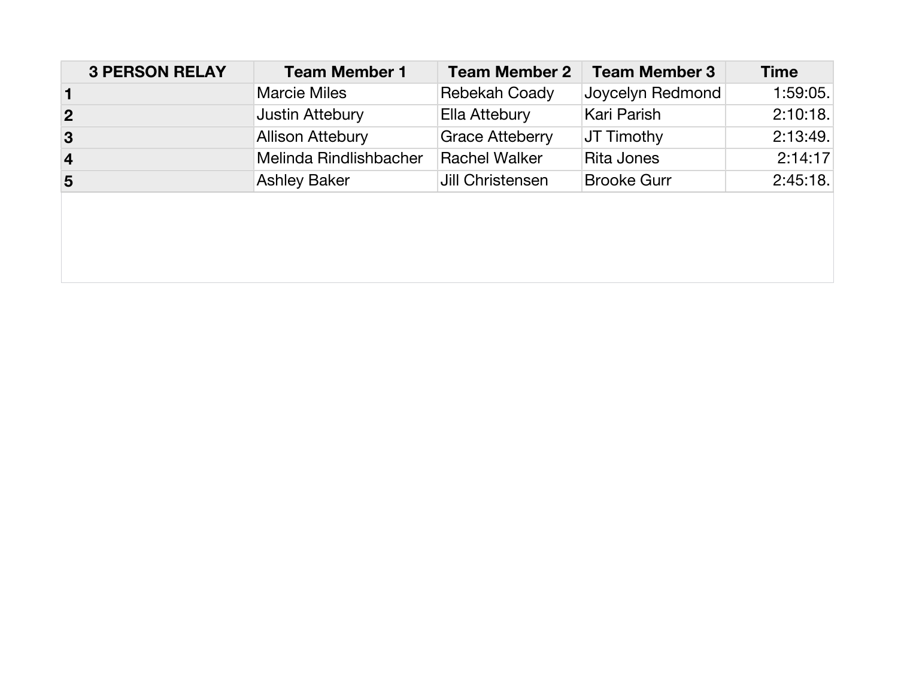| 3 PERSON RELAY | Team Member 1 | Team Member 2 | Team Member 3 | Time |
|---|---|---|---|---|
| 1 | Marcie Miles | Rebekah Coady | Joycelyn Redmond | 1:59:05. |
| 2 | Justin Attebury | Ella Attebury | Kari Parish | 2:10:18. |
| 3 | Allison Attebury | Grace Atteberry | JT Timothy | 2:13:49. |
| 4 | Melinda Rindlishbacher | Rachel Walker | Rita Jones | 2:14:17 |
| 5 | Ashley Baker | Jill Christensen | Brooke Gurr | 2:45:18. |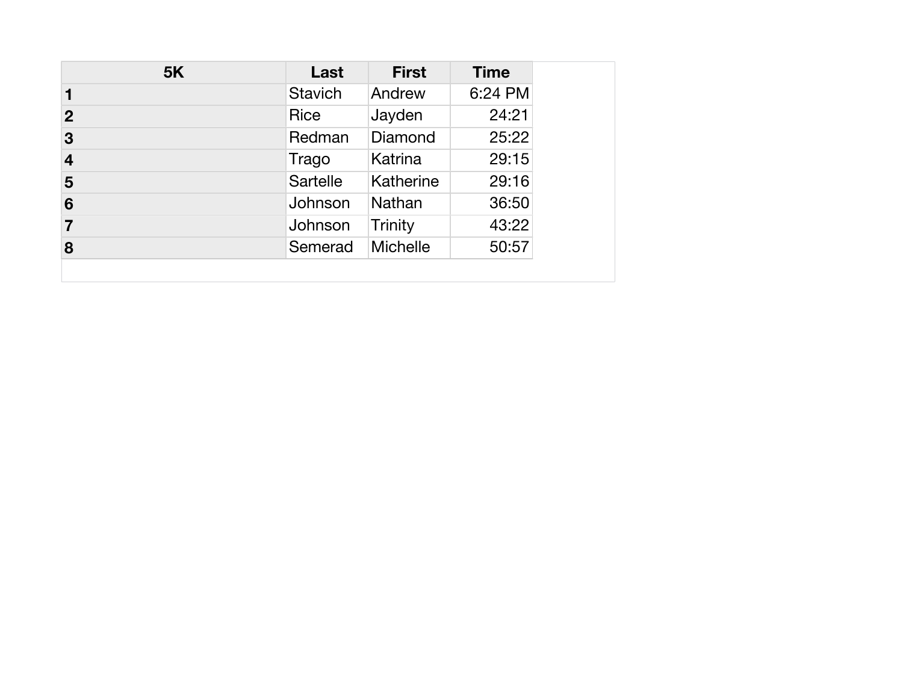| 5K | Last | First | Time |
|---|---|---|---|
| 1 | Stavich | Andrew | 6:24 PM |
| 2 | Rice | Jayden | 24:21 |
| 3 | Redman | Diamond | 25:22 |
| 4 | Trago | Katrina | 29:15 |
| 5 | Sartelle | Katherine | 29:16 |
| 6 | Johnson | Nathan | 36:50 |
| 7 | Johnson | Trinity | 43:22 |
| 8 | Semerad | Michelle | 50:57 |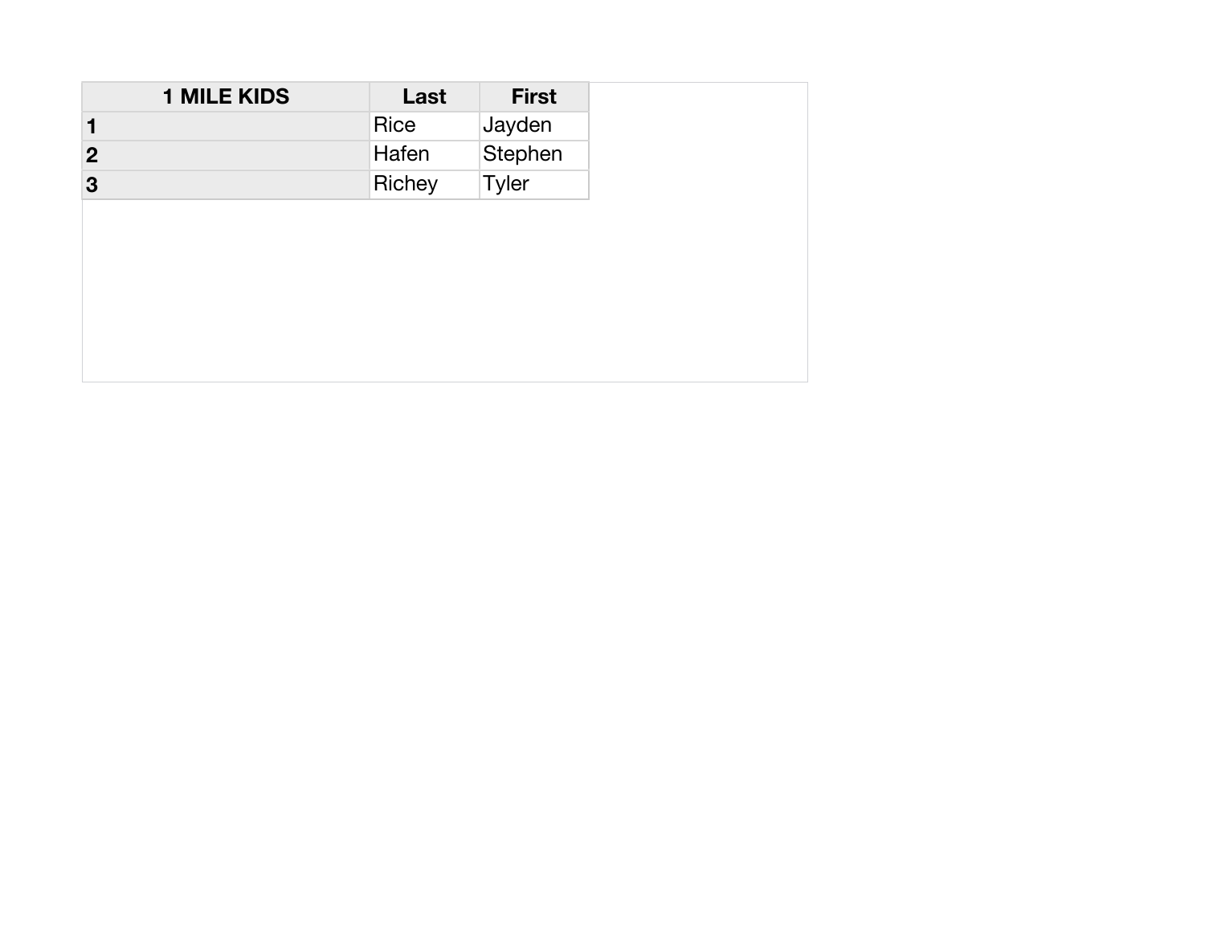| 1 MILE KIDS | Last | First |
|---|---|---|
| **1** | Rice | Jayden |
| **2** | Hafen | Stephen |
| **3** | Richey | Tyler |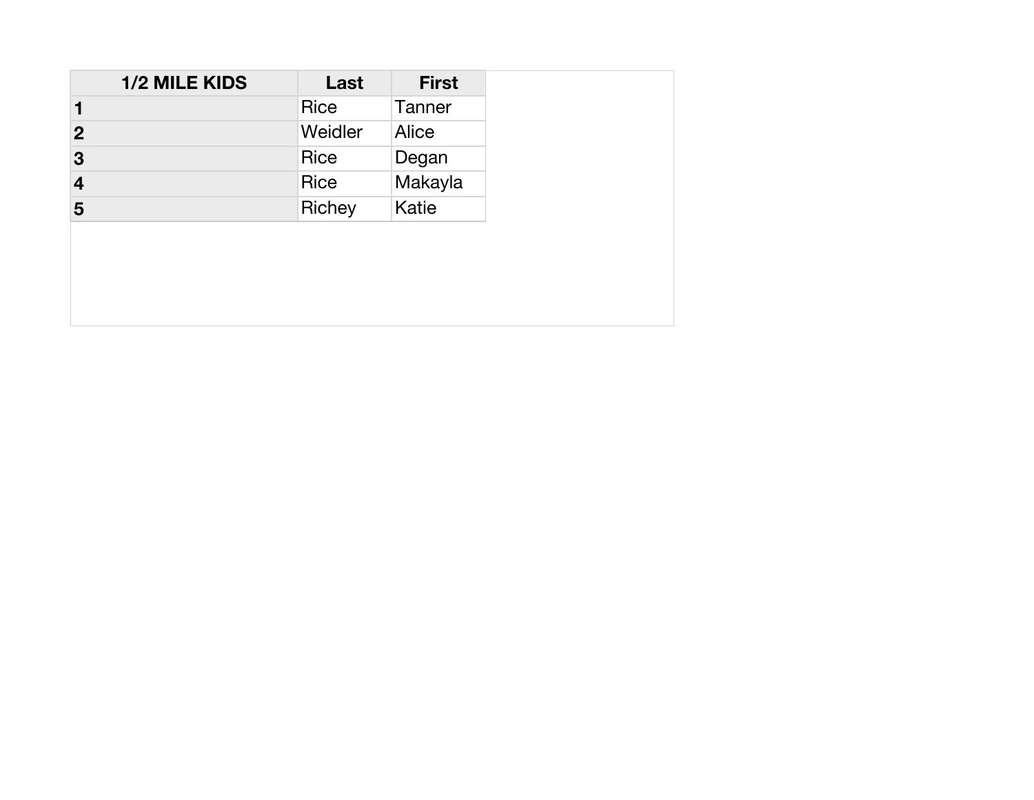| 1/2 MILE KIDS | Last | First |
|---|---|---|
| 1 | Rice | Tanner |
| 2 | Weidler | Alice |
| 3 | Rice | Degan |
| 4 | Rice | Makayla |
| 5 | Richey | Katie |